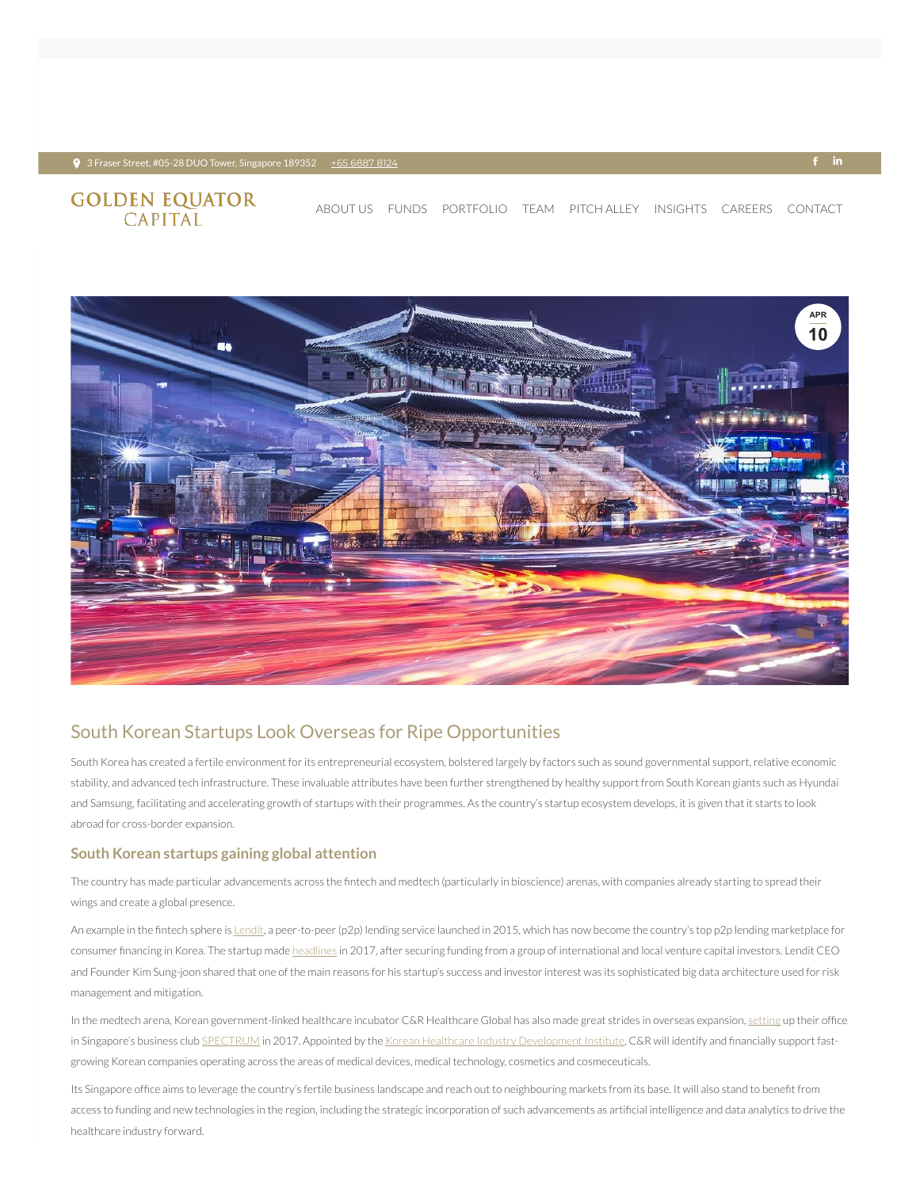3 Fraser Street, #05-28 DUO Tower, Singapore 189352 +65 6887 8124

GOLDEN EQUATOR CAPITAL

ABOUT US FUNDS PORTFOLIO TEAM PITCH ALLEY INSIGHTS CAREERS CONTACT

APR 10

## South Korean Startups Look Overseas for Ripe Opportunities

South Korea has created a fertile environment for its entrepreneurial ecosystem, bolstered largely by factors such as sound governmental support, relative economic stability, and advanced tech infrastructure. These invaluable attributes have been further strengthened by healthy support from South Korean giants such as Hyundai and Samsung, facilitating and accelerating growth of startups with their programmes. As the country's startup ecosystem develops, it is given that it starts to look abroad for cross-border expansion.

### South Korean startups gaining global attention

The country has made particular advancements across the fintech and medtech (particularly in bioscience) arenas, with companies already starting to spread their wings and create a global presence.

An example in the fintech sphere is Lendit, a peer-to-peer (p2p) lending service launched in 2015, which has now become the country's top p2p lending marketplace for consumer financing in Korea. The startup made headlines in 2017, after securing funding from a group of international and local venture capital investors. Lendit CEO and Founder Kim Sung-joon shared that one of the main reasons for his startup's success and investor interest was its sophisticated big data architecture used for risk management and mitigation.

In the medtech arena, Korean government-linked healthcare incubator C&R Healthcare Global has also made great strides in overseas expansion, setting up their office in Singapore's business club SPECTRUM in 2017. Appointed by the Korean Healthcare Industry Development Institute, C&R will identify and financially support fast-growing Korean companies operating across the areas of medical devices, medical technology, cosmetics and cosmeceuticals.

Its Singapore office aims to leverage the country's fertile business landscape and reach out to neighbouring markets from its base. It will also stand to benefit from access to funding and new technologies in the region, including the strategic incorporation of such advancements as artificial intelligence and data analytics to drive the healthcare industry forward.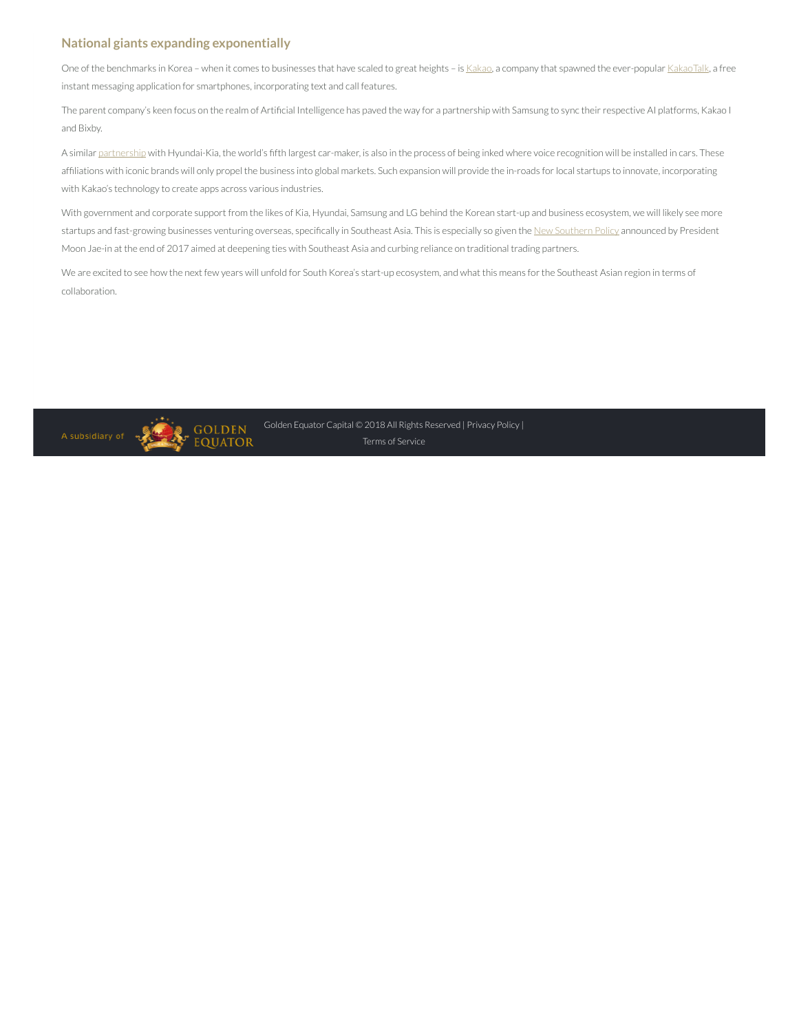### National giants expanding exponentially

One of the benchmarks in Korea – when it comes to businesses that have scaled to great heights – is Kakao, a company that spawned the ever-popular KakaoTalk, a free instant messaging application for smartphones, incorporating text and call features.

The parent company's keen focus on the realm of Artificial Intelligence has paved the way for a partnership with Samsung to sync their respective AI platforms, Kakao I and Bixby.

A similar partnership with Hyundai-Kia, the world's fifth largest car-maker, is also in the process of being inked where voice recognition will be installed in cars. These affiliations with iconic brands will only propel the business into global markets. Such expansion will provide the in-roads for local startups to innovate, incorporating with Kakao's technology to create apps across various industries.

With government and corporate support from the likes of Kia, Hyundai, Samsung and LG behind the Korean start-up and business ecosystem, we will likely see more startups and fast-growing businesses venturing overseas, specifically in Southeast Asia. This is especially so given the New Southern Policy announced by President Moon Jae-in at the end of 2017 aimed at deepening ties with Southeast Asia and curbing reliance on traditional trading partners.

We are excited to see how the next few years will unfold for South Korea's start-up ecosystem, and what this means for the Southeast Asian region in terms of collaboration.

A subsidiary of GOLDEN EQUATOR

Golden Equator Capital © 2018 All Rights Reserved | Privacy Policy | Terms of Service